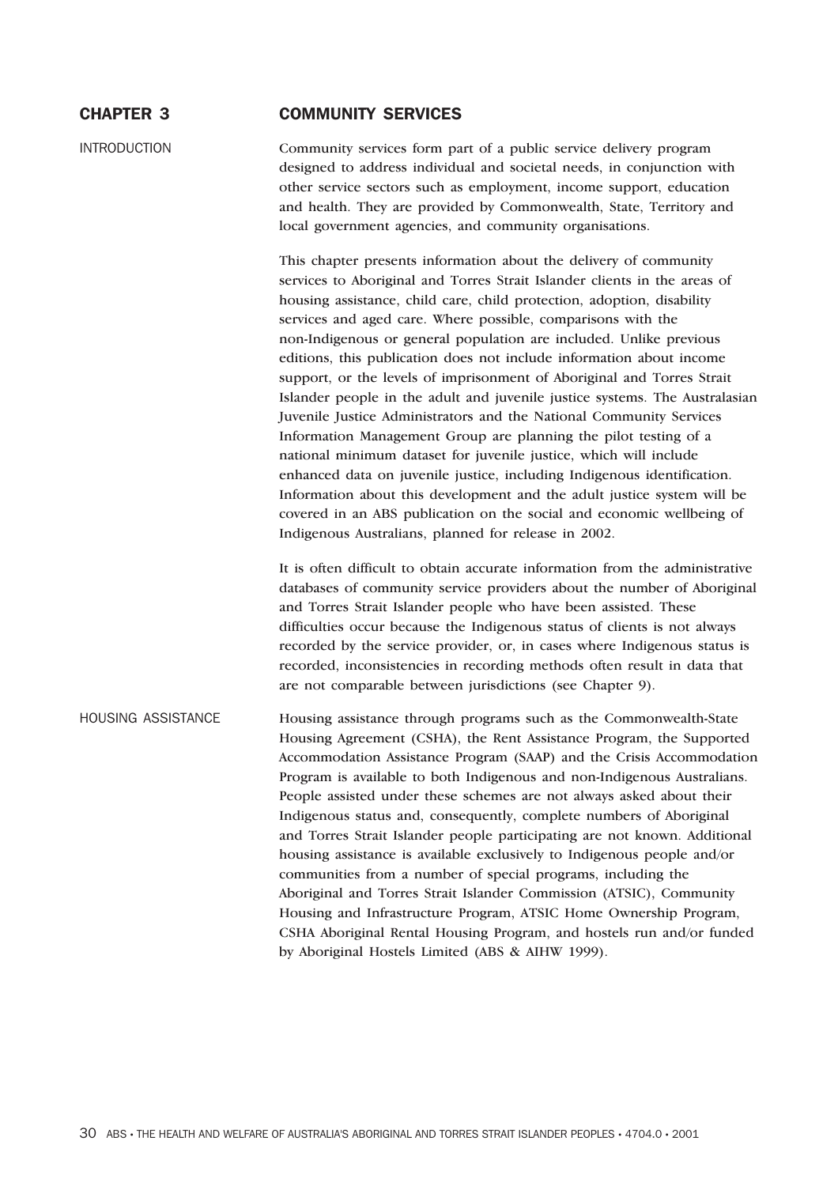# CHAPTER 3 COMMUNITY SERVICES

## INTRODUCTION

Community services form part of a public service delivery program designed to address individual and societal needs, in conjunction with other service sectors such as employment, income support, education and health. They are provided by Commonwealth, State, Territory and local government agencies, and community organisations.

This chapter presents information about the delivery of community services to Aboriginal and Torres Strait Islander clients in the areas of housing assistance, child care, child protection, adoption, disability services and aged care. Where possible, comparisons with the non-Indigenous or general population are included. Unlike previous editions, this publication does not include information about income support, or the levels of imprisonment of Aboriginal and Torres Strait Islander people in the adult and juvenile justice systems. The Australasian Juvenile Justice Administrators and the National Community Services Information Management Group are planning the pilot testing of a national minimum dataset for juvenile justice, which will include enhanced data on juvenile justice, including Indigenous identification. Information about this development and the adult justice system will be covered in an ABS publication on the social and economic wellbeing of Indigenous Australians, planned for release in 2002.

It is often difficult to obtain accurate information from the administrative databases of community service providers about the number of Aboriginal and Torres Strait Islander people who have been assisted. These difficulties occur because the Indigenous status of clients is not always recorded by the service provider, or, in cases where Indigenous status is recorded, inconsistencies in recording methods often result in data that are not comparable between jurisdictions (see Chapter 9).

## HOUSING ASSISTANCE

Housing assistance through programs such as the Commonwealth-State Housing Agreement (CSHA), the Rent Assistance Program, the Supported Accommodation Assistance Program (SAAP) and the Crisis Accommodation Program is available to both Indigenous and non-Indigenous Australians. People assisted under these schemes are not always asked about their Indigenous status and, consequently, complete numbers of Aboriginal and Torres Strait Islander people participating are not known. Additional housing assistance is available exclusively to Indigenous people and/or communities from a number of special programs, including the Aboriginal and Torres Strait Islander Commission (ATSIC), Community Housing and Infrastructure Program, ATSIC Home Ownership Program, CSHA Aboriginal Rental Housing Program, and hostels run and/or funded by Aboriginal Hostels Limited (ABS & AIHW 1999).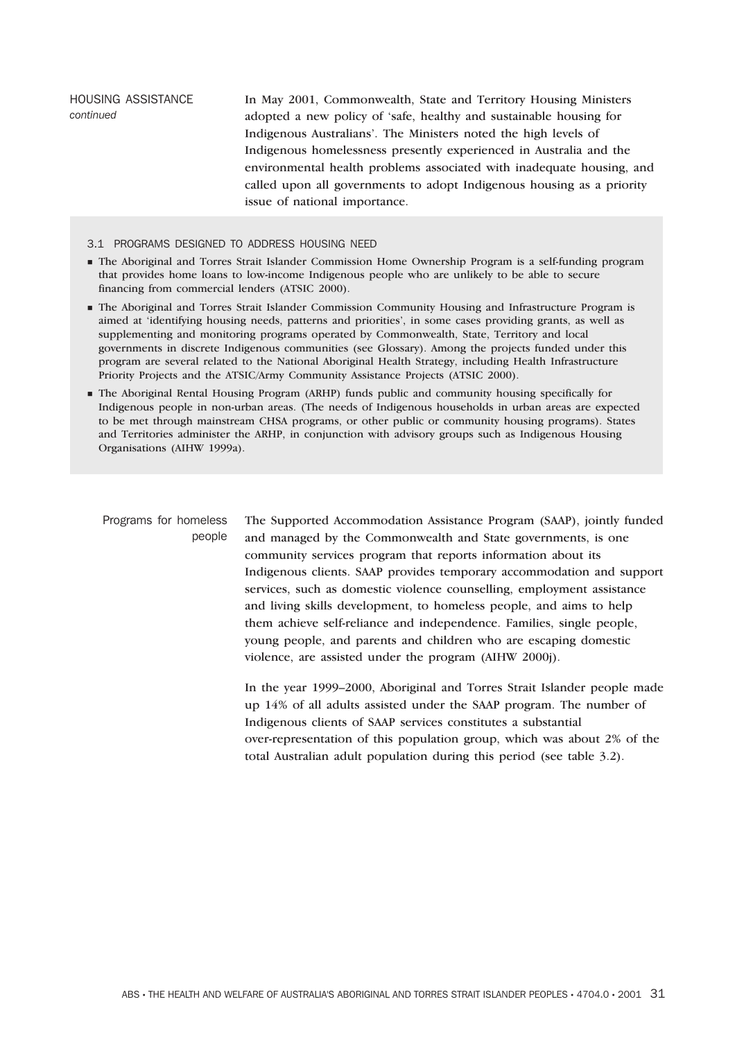HOUSING ASSISTANCE *continued*

In May 2001, Commonwealth, State and Territory Housing Ministers adopted a new policy of 'safe, healthy and sustainable housing for Indigenous Australians'. The Ministers noted the high levels of Indigenous homelessness presently experienced in Australia and the environmental health problems associated with inadequate housing, and called upon all governments to adopt Indigenous housing as a priority issue of national importance.

3.1 PROGRAMS DESIGNED TO ADDRESS HOUSING NEED

- The Aboriginal and Torres Strait Islander Commission Home Ownership Program is a self-funding program that provides home loans to low-income Indigenous people who are unlikely to be able to secure financing from commercial lenders (ATSIC 2000).
- The Aboriginal and Torres Strait Islander Commission Community Housing and Infrastructure Program is aimed at 'identifying housing needs, patterns and priorities', in some cases providing grants, as well as supplementing and monitoring programs operated by Commonwealth, State, Territory and local governments in discrete Indigenous communities (see Glossary). Among the projects funded under this program are several related to the National Aboriginal Health Strategy, including Health Infrastructure Priority Projects and the ATSIC/Army Community Assistance Projects (ATSIC 2000).
- The Aboriginal Rental Housing Program (ARHP) funds public and community housing specifically for Indigenous people in non-urban areas. (The needs of Indigenous households in urban areas are expected to be met through mainstream CHSA programs, or other public or community housing programs). States and Territories administer the ARHP, in conjunction with advisory groups such as Indigenous Housing Organisations (AIHW 1999a).

## Programs for homeless people

The Supported Accommodation Assistance Program (SAAP), jointly funded and managed by the Commonwealth and State governments, is one community services program that reports information about its Indigenous clients. SAAP provides temporary accommodation and support services, such as domestic violence counselling, employment assistance and living skills development, to homeless people, and aims to help them achieve self-reliance and independence. Families, single people, young people, and parents and children who are escaping domestic violence, are assisted under the program (AIHW 2000j).

In the year 1999–2000, Aboriginal and Torres Strait Islander people made up 14% of all adults assisted under the SAAP program. The number of Indigenous clients of SAAP services constitutes a substantial over-representation of this population group, which was about 2% of the total Australian adult population during this period (see table 3.2).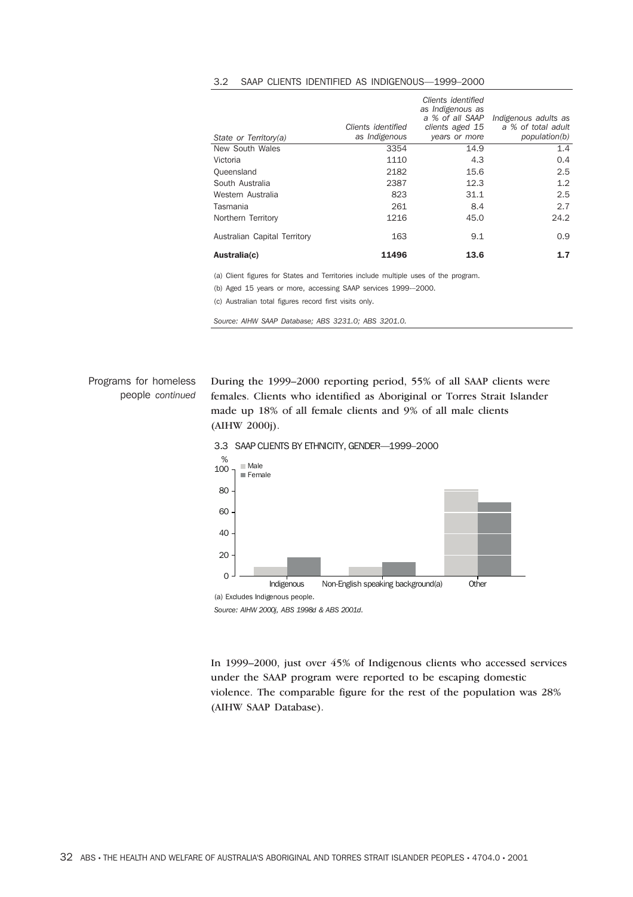3.2 SAAP CLIENTS IDENTIFIED AS INDIGENOUS—1999–2000

| State or Territory(a) | Clients identified as Indigenous | Clients identified as Indigenous as a % of all SAAP clients aged 15 years or more | Indigenous adults as a % of total adult population(b) |
|---|---|---|---|
| New South Wales | 3354 | 14.9 | 1.4 |
| Victoria | 1110 | 4.3 | 0.4 |
| Queensland | 2182 | 15.6 | 2.5 |
| South Australia | 2387 | 12.3 | 1.2 |
| Western Australia | 823 | 31.1 | 2.5 |
| Tasmania | 261 | 8.4 | 2.7 |
| Northern Territory | 1216 | 45.0 | 24.2 |
| Australian Capital Territory | 163 | 9.1 | 0.9 |
| **Australia(c)** | **11496** | **13.6** | **1.7** |

(a) Client figures for States and Territories include multiple uses of the program.

(b) Aged 15 years or more, accessing SAAP services 1999—2000.

(c) Australian total figures record first visits only.

*Source: AIHW SAAP Database; ABS 3231.0; ABS 3201.0.*

Programs for homeless people *continued*

During the 1999–2000 reporting period, 55% of all SAAP clients were females. Clients who identified as Aboriginal or Torres Strait Islander made up 18% of all female clients and 9% of all male clients (AIHW 2000j).

3.3 SAAP CLIENTS BY ETHNICITY, GENDER—1999–2000

| | Male (%) | Female (%) |
|---|---|---|
| Indigenous | 9 | 18 |
| Non-English speaking background(a) | 9 | 13 |
| Other | 81 | 69 |

(a) Excludes Indigenous people.

*Source: AIHW 2000j, ABS 1998d & ABS 2001d.*

In 1999–2000, just over 45% of Indigenous clients who accessed services under the SAAP program were reported to be escaping domestic violence. The comparable figure for the rest of the population was 28% (AIHW SAAP Database).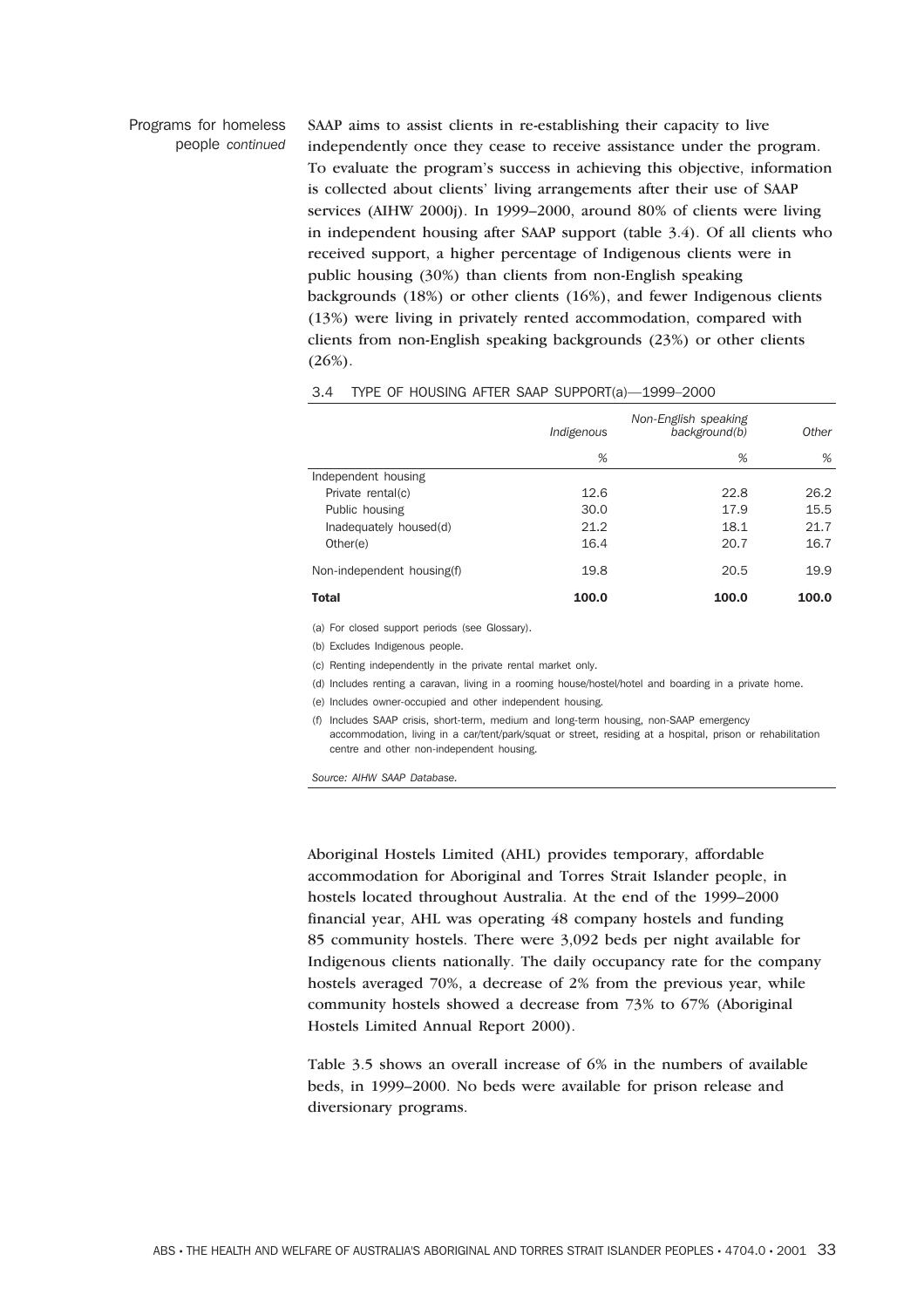Programs for homeless people *continued*

SAAP aims to assist clients in re-establishing their capacity to live independently once they cease to receive assistance under the program. To evaluate the program's success in achieving this objective, information is collected about clients' living arrangements after their use of SAAP services (AIHW 2000j). In 1999–2000, around 80% of clients were living in independent housing after SAAP support (table 3.4). Of all clients who received support, a higher percentage of Indigenous clients were in public housing (30%) than clients from non-English speaking backgrounds (18%) or other clients (16%), and fewer Indigenous clients (13%) were living in privately rented accommodation, compared with clients from non-English speaking backgrounds (23%) or other clients (26%).

3.4 TYPE OF HOUSING AFTER SAAP SUPPORT(a)—1999–2000

| | *Indigenous* | *Non-English speaking background(b)* | *Other* |
|---|---|---|---|
| | % | % | % |
| Independent housing | | | |
| Private rental(c) | 12.6 | 22.8 | 26.2 |
| Public housing | 30.0 | 17.9 | 15.5 |
| Inadequately housed(d) | 21.2 | 18.1 | 21.7 |
| Other(e) | 16.4 | 20.7 | 16.7 |
| Non-independent housing(f) | 19.8 | 20.5 | 19.9 |
| **Total** | **100.0** | **100.0** | **100.0** |

(a) For closed support periods (see Glossary).

(b) Excludes Indigenous people.

(c) Renting independently in the private rental market only.

(d) Includes renting a caravan, living in a rooming house/hostel/hotel and boarding in a private home.

(e) Includes owner-occupied and other independent housing.

(f) Includes SAAP crisis, short-term, medium and long-term housing, non-SAAP emergency accommodation, living in a car/tent/park/squat or street, residing at a hospital, prison or rehabilitation centre and other non-independent housing.

*Source: AIHW SAAP Database.*

Aboriginal Hostels Limited (AHL) provides temporary, affordable accommodation for Aboriginal and Torres Strait Islander people, in hostels located throughout Australia. At the end of the 1999–2000 financial year, AHL was operating 48 company hostels and funding 85 community hostels. There were 3,092 beds per night available for Indigenous clients nationally. The daily occupancy rate for the company hostels averaged 70%, a decrease of 2% from the previous year, while community hostels showed a decrease from 73% to 67% (Aboriginal Hostels Limited Annual Report 2000).

Table 3.5 shows an overall increase of 6% in the numbers of available beds, in 1999–2000. No beds were available for prison release and diversionary programs.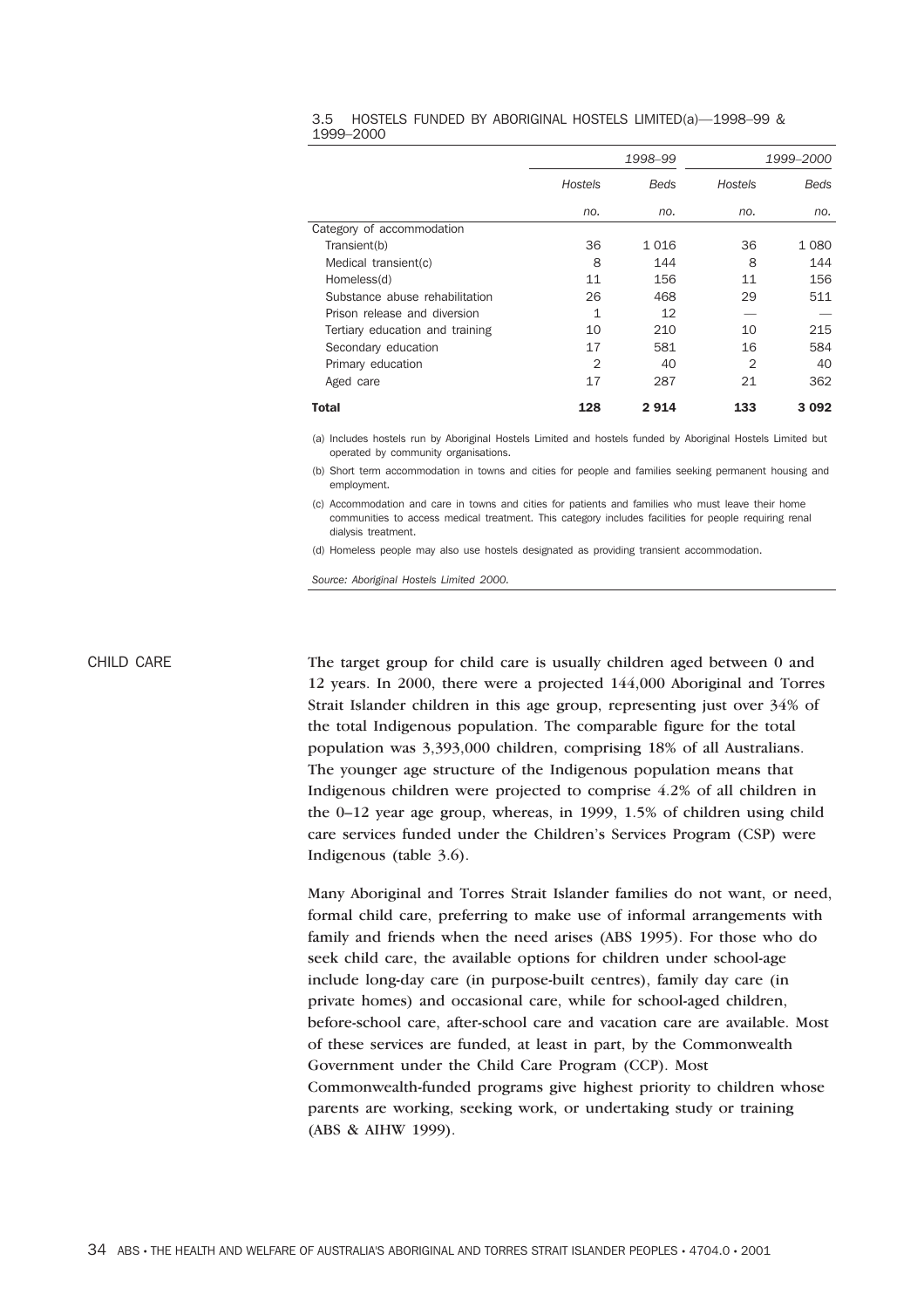3.5 HOSTELS FUNDED BY ABORIGINAL HOSTELS LIMITED(a)—1998–99 & 1999–2000

| | 1998–99 | | 1999–2000 | |
|---|---|---|---|---|
| | *Hostels* | *Beds* | *Hostels* | *Beds* |
| | *no.* | *no.* | *no.* | *no.* |
| Category of accommodation | | | | |
| Transient(b) | 36 | 1 016 | 36 | 1 080 |
| Medical transient(c) | 8 | 144 | 8 | 144 |
| Homeless(d) | 11 | 156 | 11 | 156 |
| Substance abuse rehabilitation | 26 | 468 | 29 | 511 |
| Prison release and diversion | 1 | 12 | — | — |
| Tertiary education and training | 10 | 210 | 10 | 215 |
| Secondary education | 17 | 581 | 16 | 584 |
| Primary education | 2 | 40 | 2 | 40 |
| Aged care | 17 | 287 | 21 | 362 |
| **Total** | **128** | **2 914** | **133** | **3 092** |

(a) Includes hostels run by Aboriginal Hostels Limited and hostels funded by Aboriginal Hostels Limited but operated by community organisations.

(b) Short term accommodation in towns and cities for people and families seeking permanent housing and employment.

(c) Accommodation and care in towns and cities for patients and families who must leave their home communities to access medical treatment. This category includes facilities for people requiring renal dialysis treatment.

(d) Homeless people may also use hostels designated as providing transient accommodation.

*Source: Aboriginal Hostels Limited 2000.*

## CHILD CARE

The target group for child care is usually children aged between 0 and 12 years. In 2000, there were a projected 144,000 Aboriginal and Torres Strait Islander children in this age group, representing just over 34% of the total Indigenous population. The comparable figure for the total population was 3,393,000 children, comprising 18% of all Australians. The younger age structure of the Indigenous population means that Indigenous children were projected to comprise 4.2% of all children in the 0–12 year age group, whereas, in 1999, 1.5% of children using child care services funded under the Children's Services Program (CSP) were Indigenous (table 3.6).

Many Aboriginal and Torres Strait Islander families do not want, or need, formal child care, preferring to make use of informal arrangements with family and friends when the need arises (ABS 1995). For those who do seek child care, the available options for children under school-age include long-day care (in purpose-built centres), family day care (in private homes) and occasional care, while for school-aged children, before-school care, after-school care and vacation care are available. Most of these services are funded, at least in part, by the Commonwealth Government under the Child Care Program (CCP). Most Commonwealth-funded programs give highest priority to children whose parents are working, seeking work, or undertaking study or training (ABS & AIHW 1999).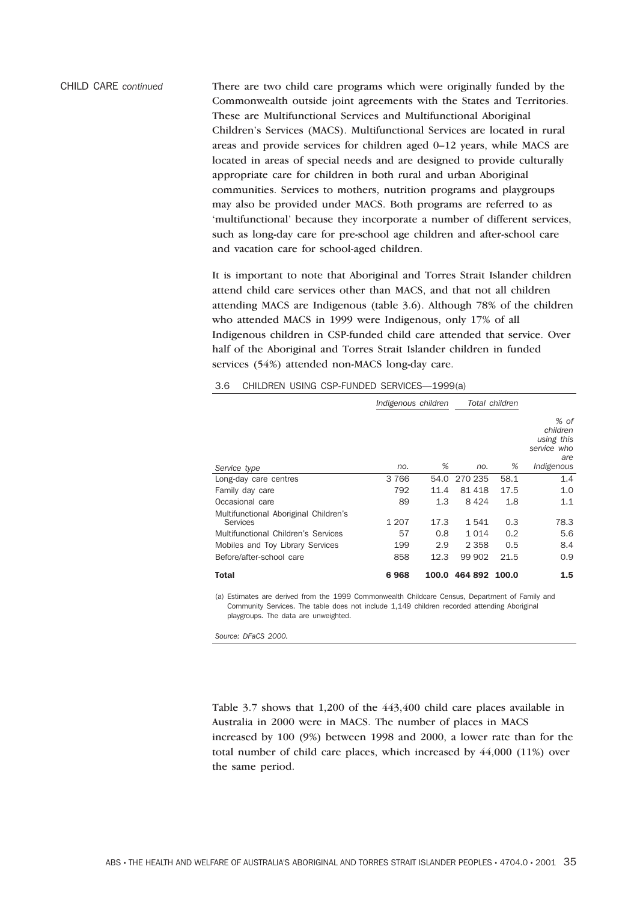CHILD CARE *continued*

There are two child care programs which were originally funded by the Commonwealth outside joint agreements with the States and Territories. These are Multifunctional Services and Multifunctional Aboriginal Children's Services (MACS). Multifunctional Services are located in rural areas and provide services for children aged 0–12 years, while MACS are located in areas of special needs and are designed to provide culturally appropriate care for children in both rural and urban Aboriginal communities. Services to mothers, nutrition programs and playgroups may also be provided under MACS. Both programs are referred to as 'multifunctional' because they incorporate a number of different services, such as long-day care for pre-school age children and after-school care and vacation care for school-aged children.

It is important to note that Aboriginal and Torres Strait Islander children attend child care services other than MACS, and that not all children attending MACS are Indigenous (table 3.6). Although 78% of the children who attended MACS in 1999 were Indigenous, only 17% of all Indigenous children in CSP-funded child care attended that service. Over half of the Aboriginal and Torres Strait Islander children in funded services (54%) attended non-MACS long-day care.

3.6 CHILDREN USING CSP-FUNDED SERVICES—1999(a)

| | *Indigenous children* | | *Total children* | | |
|---|---|---|---|---|---|
| *Service type* | *no.* | *%* | *no.* | *%* | *% of children using this service who are Indigenous* |
| Long-day care centres | 3 766 | 54.0 | 270 235 | 58.1 | 1.4 |
| Family day care | 792 | 11.4 | 81 418 | 17.5 | 1.0 |
| Occasional care | 89 | 1.3 | 8 424 | 1.8 | 1.1 |
| Multifunctional Aboriginal Children's Services | 1 207 | 17.3 | 1 541 | 0.3 | 78.3 |
| Multifunctional Children's Services | 57 | 0.8 | 1 014 | 0.2 | 5.6 |
| Mobiles and Toy Library Services | 199 | 2.9 | 2 358 | 0.5 | 8.4 |
| Before/after-school care | 858 | 12.3 | 99 902 | 21.5 | 0.9 |
| **Total** | **6 968** | **100.0** | **464 892** | **100.0** | **1.5** |

(a) Estimates are derived from the 1999 Commonwealth Childcare Census, Department of Family and Community Services. The table does not include 1,149 children recorded attending Aboriginal playgroups. The data are unweighted.

*Source: DFaCS 2000.*

Table 3.7 shows that 1,200 of the 443,400 child care places available in Australia in 2000 were in MACS. The number of places in MACS increased by 100 (9%) between 1998 and 2000, a lower rate than for the total number of child care places, which increased by 44,000 (11%) over the same period.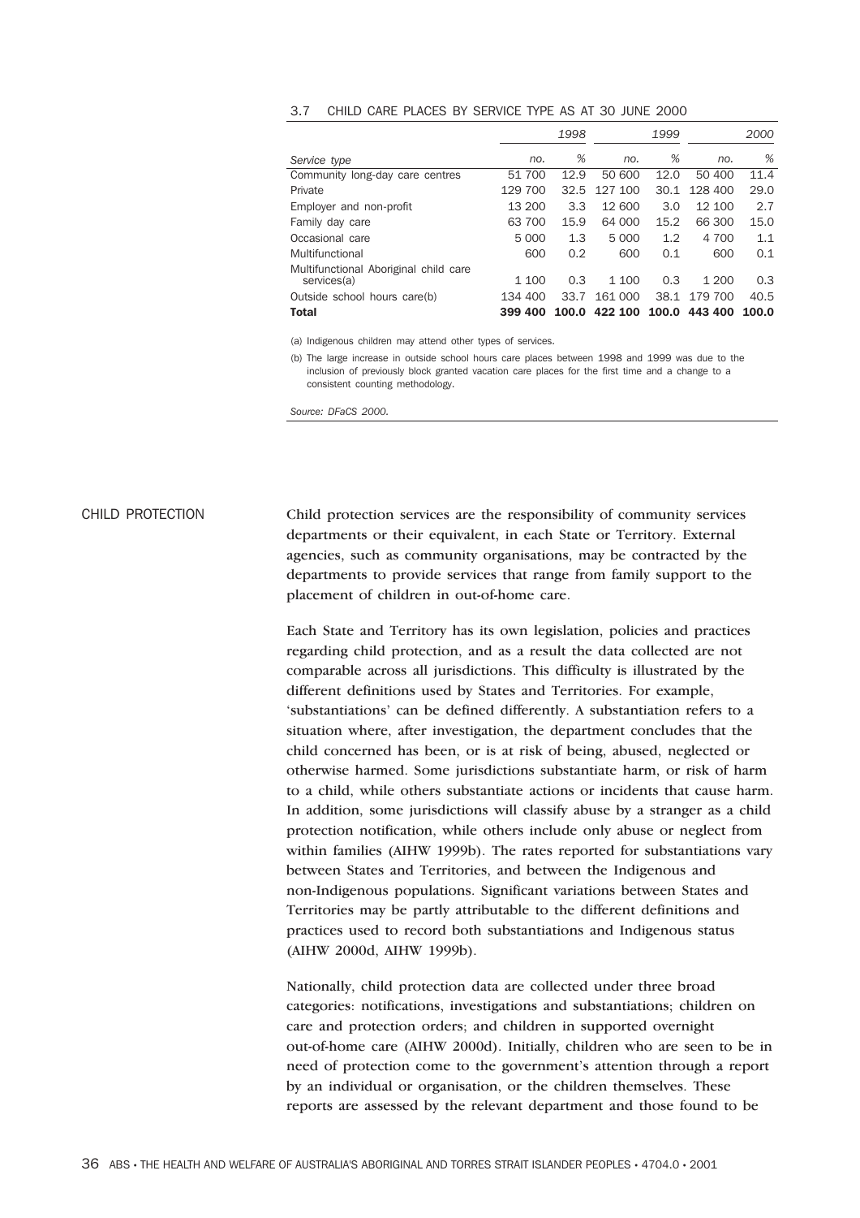3.7 CHILD CARE PLACES BY SERVICE TYPE AS AT 30 JUNE 2000

| | 1998 | | 1999 | | 2000 | |
|---|---|---|---|---|---|---|
| Service type | no. | % | no. | % | no. | % |
| Community long-day care centres | 51 700 | 12.9 | 50 600 | 12.0 | 50 400 | 11.4 |
| Private | 129 700 | 32.5 | 127 100 | 30.1 | 128 400 | 29.0 |
| Employer and non-profit | 13 200 | 3.3 | 12 600 | 3.0 | 12 100 | 2.7 |
| Family day care | 63 700 | 15.9 | 64 000 | 15.2 | 66 300 | 15.0 |
| Occasional care | 5 000 | 1.3 | 5 000 | 1.2 | 4 700 | 1.1 |
| Multifunctional | 600 | 0.2 | 600 | 0.1 | 600 | 0.1 |
| Multifunctional Aboriginal child care services(a) | 1 100 | 0.3 | 1 100 | 0.3 | 1 200 | 0.3 |
| Outside school hours care(b) | 134 400 | 33.7 | 161 000 | 38.1 | 179 700 | 40.5 |
| **Total** | **399 400** | **100.0** | **422 100** | **100.0** | **443 400** | **100.0** |

(a) Indigenous children may attend other types of services.

(b) The large increase in outside school hours care places between 1998 and 1999 was due to the inclusion of previously block granted vacation care places for the first time and a change to a consistent counting methodology.

*Source: DFaCS 2000.*

## CHILD PROTECTION

Child protection services are the responsibility of community services departments or their equivalent, in each State or Territory. External agencies, such as community organisations, may be contracted by the departments to provide services that range from family support to the placement of children in out-of-home care.

Each State and Territory has its own legislation, policies and practices regarding child protection, and as a result the data collected are not comparable across all jurisdictions. This difficulty is illustrated by the different definitions used by States and Territories. For example, 'substantiations' can be defined differently. A substantiation refers to a situation where, after investigation, the department concludes that the child concerned has been, or is at risk of being, abused, neglected or otherwise harmed. Some jurisdictions substantiate harm, or risk of harm to a child, while others substantiate actions or incidents that cause harm. In addition, some jurisdictions will classify abuse by a stranger as a child protection notification, while others include only abuse or neglect from within families (AIHW 1999b). The rates reported for substantiations vary between States and Territories, and between the Indigenous and non-Indigenous populations. Significant variations between States and Territories may be partly attributable to the different definitions and practices used to record both substantiations and Indigenous status (AIHW 2000d, AIHW 1999b).

Nationally, child protection data are collected under three broad categories: notifications, investigations and substantiations; children on care and protection orders; and children in supported overnight out-of-home care (AIHW 2000d). Initially, children who are seen to be in need of protection come to the government's attention through a report by an individual or organisation, or the children themselves. These reports are assessed by the relevant department and those found to be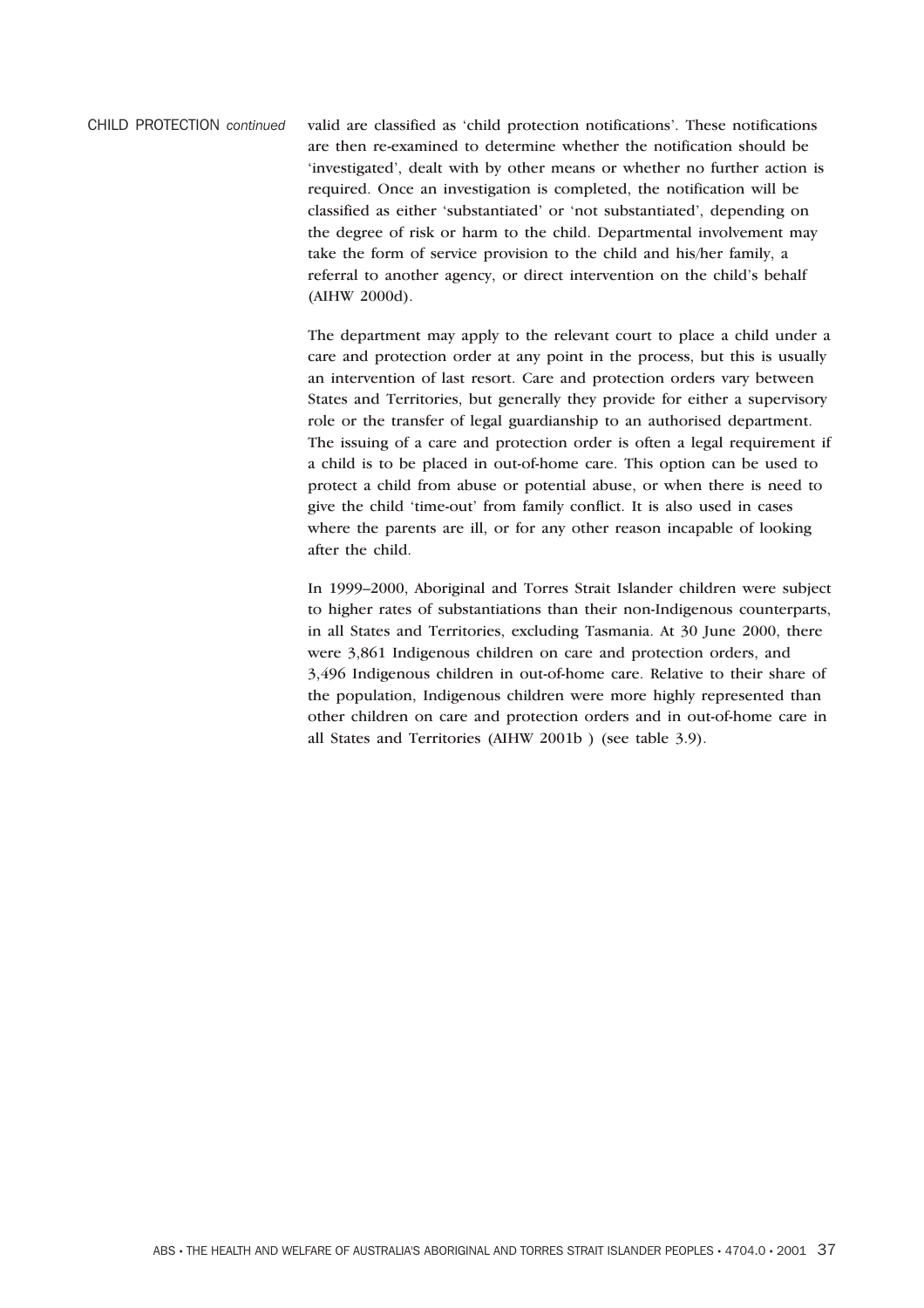## CHILD PROTECTION *continued*

valid are classified as 'child protection notifications'. These notifications are then re-examined to determine whether the notification should be 'investigated', dealt with by other means or whether no further action is required. Once an investigation is completed, the notification will be classified as either 'substantiated' or 'not substantiated', depending on the degree of risk or harm to the child. Departmental involvement may take the form of service provision to the child and his/her family, a referral to another agency, or direct intervention on the child's behalf (AIHW 2000d).

The department may apply to the relevant court to place a child under a care and protection order at any point in the process, but this is usually an intervention of last resort. Care and protection orders vary between States and Territories, but generally they provide for either a supervisory role or the transfer of legal guardianship to an authorised department. The issuing of a care and protection order is often a legal requirement if a child is to be placed in out-of-home care. This option can be used to protect a child from abuse or potential abuse, or when there is need to give the child 'time-out' from family conflict. It is also used in cases where the parents are ill, or for any other reason incapable of looking after the child.

In 1999–2000, Aboriginal and Torres Strait Islander children were subject to higher rates of substantiations than their non-Indigenous counterparts, in all States and Territories, excluding Tasmania. At 30 June 2000, there were 3,861 Indigenous children on care and protection orders, and 3,496 Indigenous children in out-of-home care. Relative to their share of the population, Indigenous children were more highly represented than other children on care and protection orders and in out-of-home care in all States and Territories (AIHW 2001b ) (see table 3.9).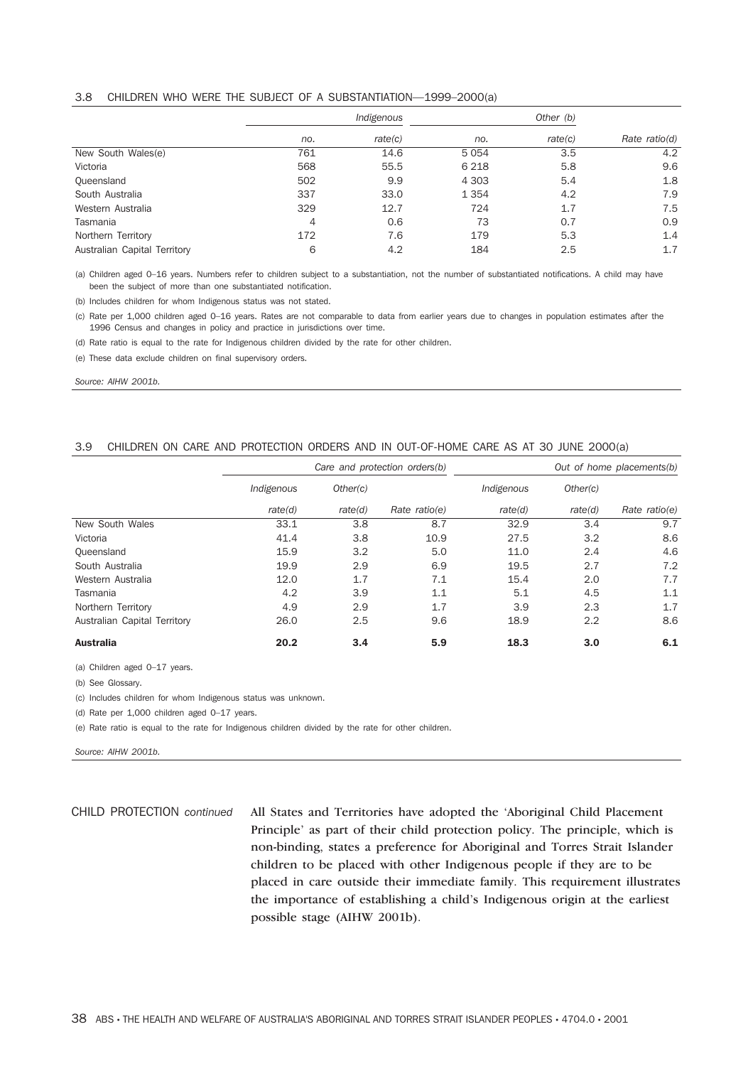### 3.8 CHILDREN WHO WERE THE SUBJECT OF A SUBSTANTIATION—1999–2000(a)

| | *Indigenous* | | *Other (b)* | | |
|---|---|---|---|---|---|
| | *no.* | *rate(c)* | *no.* | *rate(c)* | *Rate ratio(d)* |
| New South Wales(e) | 761 | 14.6 | 5 054 | 3.5 | 4.2 |
| Victoria | 568 | 55.5 | 6 218 | 5.8 | 9.6 |
| Queensland | 502 | 9.9 | 4 303 | 5.4 | 1.8 |
| South Australia | 337 | 33.0 | 1 354 | 4.2 | 7.9 |
| Western Australia | 329 | 12.7 | 724 | 1.7 | 7.5 |
| Tasmania | 4 | 0.6 | 73 | 0.7 | 0.9 |
| Northern Territory | 172 | 7.6 | 179 | 5.3 | 1.4 |
| Australian Capital Territory | 6 | 4.2 | 184 | 2.5 | 1.7 |

(a) Children aged 0–16 years. Numbers refer to children subject to a substantiation, not the number of substantiated notifications. A child may have been the subject of more than one substantiated notification.

(b) Includes children for whom Indigenous status was not stated.

(c) Rate per 1,000 children aged 0–16 years. Rates are not comparable to data from earlier years due to changes in population estimates after the 1996 Census and changes in policy and practice in jurisdictions over time.

(d) Rate ratio is equal to the rate for Indigenous children divided by the rate for other children.

(e) These data exclude children on final supervisory orders.

*Source: AIHW 2001b.*

### 3.9 CHILDREN ON CARE AND PROTECTION ORDERS AND IN OUT-OF-HOME CARE AS AT 30 JUNE 2000(a)

| | *Care and protection orders(b)* | | | *Out of home placements(b)* | | |
|---|---|---|---|---|---|---|
| | *Indigenous* | *Other(c)* | | *Indigenous* | *Other(c)* | |
| | *rate(d)* | *rate(d)* | *Rate ratio(e)* | *rate(d)* | *rate(d)* | *Rate ratio(e)* |
| New South Wales | 33.1 | 3.8 | 8.7 | 32.9 | 3.4 | 9.7 |
| Victoria | 41.4 | 3.8 | 10.9 | 27.5 | 3.2 | 8.6 |
| Queensland | 15.9 | 3.2 | 5.0 | 11.0 | 2.4 | 4.6 |
| South Australia | 19.9 | 2.9 | 6.9 | 19.5 | 2.7 | 7.2 |
| Western Australia | 12.0 | 1.7 | 7.1 | 15.4 | 2.0 | 7.7 |
| Tasmania | 4.2 | 3.9 | 1.1 | 5.1 | 4.5 | 1.1 |
| Northern Territory | 4.9 | 2.9 | 1.7 | 3.9 | 2.3 | 1.7 |
| Australian Capital Territory | 26.0 | 2.5 | 9.6 | 18.9 | 2.2 | 8.6 |
| **Australia** | **20.2** | **3.4** | **5.9** | **18.3** | **3.0** | **6.1** |

(a) Children aged 0–17 years.

(b) See Glossary.

(c) Includes children for whom Indigenous status was unknown.

(d) Rate per 1,000 children aged 0–17 years.

(e) Rate ratio is equal to the rate for Indigenous children divided by the rate for other children.

*Source: AIHW 2001b.*

CHILD PROTECTION *continued*

All States and Territories have adopted the 'Aboriginal Child Placement Principle' as part of their child protection policy. The principle, which is non-binding, states a preference for Aboriginal and Torres Strait Islander children to be placed with other Indigenous people if they are to be placed in care outside their immediate family. This requirement illustrates the importance of establishing a child's Indigenous origin at the earliest possible stage (AIHW 2001b).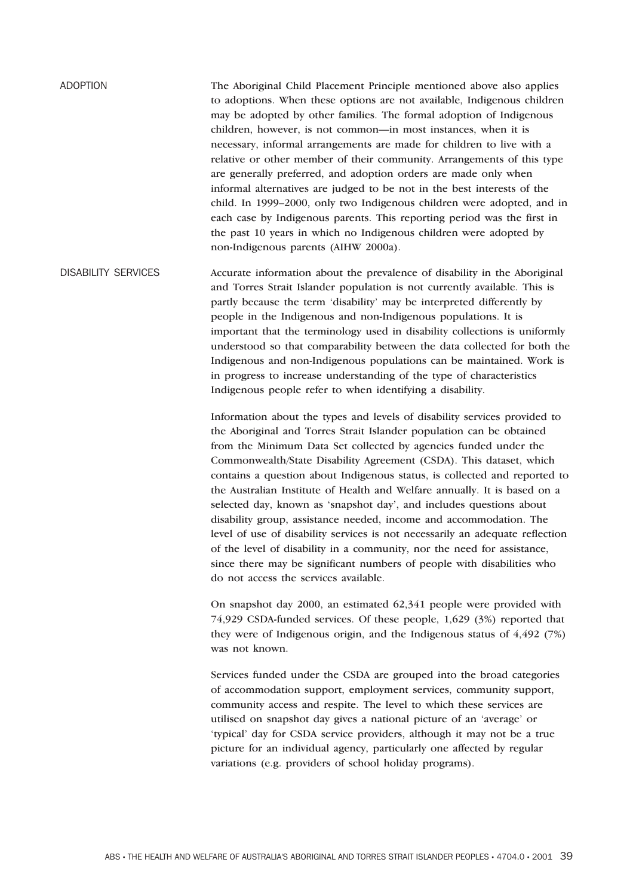## ADOPTION

The Aboriginal Child Placement Principle mentioned above also applies to adoptions. When these options are not available, Indigenous children may be adopted by other families. The formal adoption of Indigenous children, however, is not common—in most instances, when it is necessary, informal arrangements are made for children to live with a relative or other member of their community. Arrangements of this type are generally preferred, and adoption orders are made only when informal alternatives are judged to be not in the best interests of the child. In 1999–2000, only two Indigenous children were adopted, and in each case by Indigenous parents. This reporting period was the first in the past 10 years in which no Indigenous children were adopted by non-Indigenous parents (AIHW 2000a).

## DISABILITY SERVICES

Accurate information about the prevalence of disability in the Aboriginal and Torres Strait Islander population is not currently available. This is partly because the term 'disability' may be interpreted differently by people in the Indigenous and non-Indigenous populations. It is important that the terminology used in disability collections is uniformly understood so that comparability between the data collected for both the Indigenous and non-Indigenous populations can be maintained. Work is in progress to increase understanding of the type of characteristics Indigenous people refer to when identifying a disability.

Information about the types and levels of disability services provided to the Aboriginal and Torres Strait Islander population can be obtained from the Minimum Data Set collected by agencies funded under the Commonwealth/State Disability Agreement (CSDA). This dataset, which contains a question about Indigenous status, is collected and reported to the Australian Institute of Health and Welfare annually. It is based on a selected day, known as 'snapshot day', and includes questions about disability group, assistance needed, income and accommodation. The level of use of disability services is not necessarily an adequate reflection of the level of disability in a community, nor the need for assistance, since there may be significant numbers of people with disabilities who do not access the services available.

On snapshot day 2000, an estimated 62,341 people were provided with 74,929 CSDA-funded services. Of these people, 1,629 (3%) reported that they were of Indigenous origin, and the Indigenous status of 4,492 (7%) was not known.

Services funded under the CSDA are grouped into the broad categories of accommodation support, employment services, community support, community access and respite. The level to which these services are utilised on snapshot day gives a national picture of an 'average' or 'typical' day for CSDA service providers, although it may not be a true picture for an individual agency, particularly one affected by regular variations (e.g. providers of school holiday programs).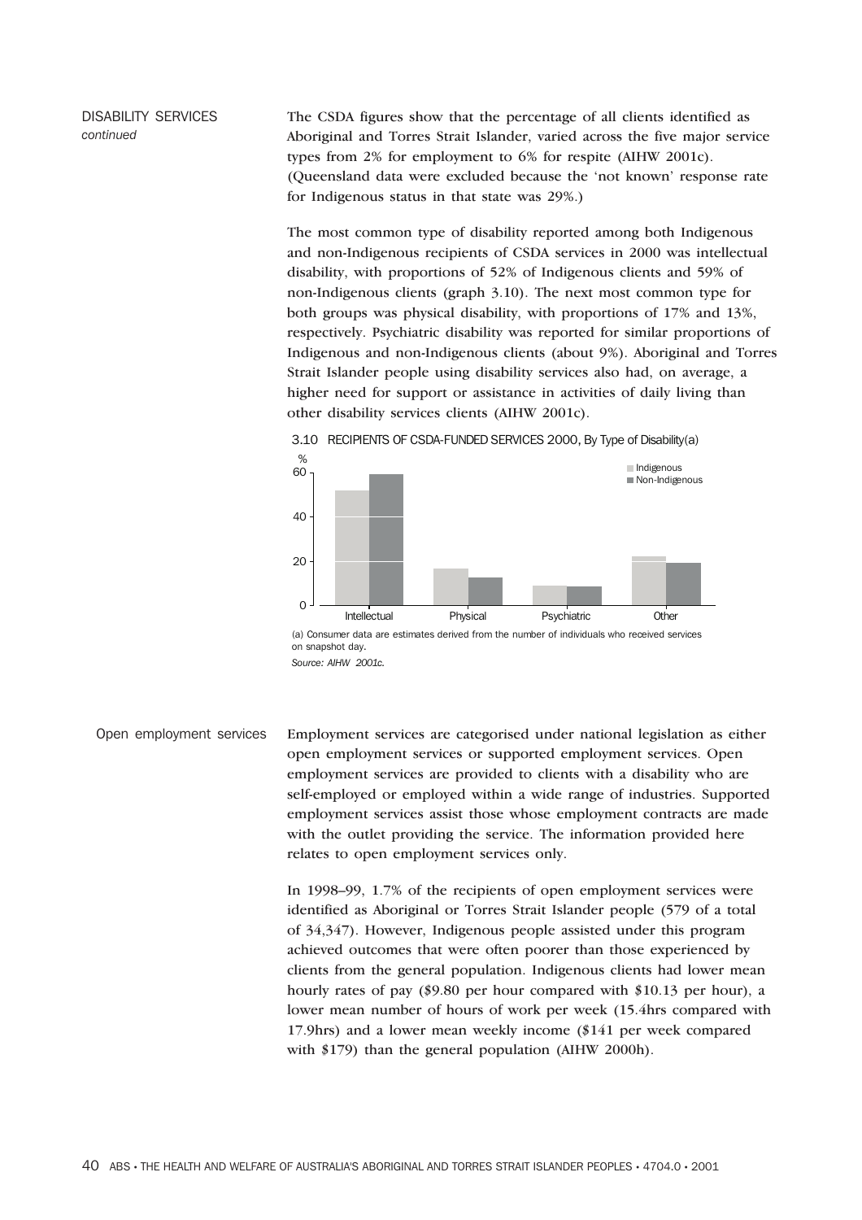DISABILITY SERVICES *continued*

The CSDA figures show that the percentage of all clients identified as Aboriginal and Torres Strait Islander, varied across the five major service types from 2% for employment to 6% for respite (AIHW 2001c). (Queensland data were excluded because the 'not known' response rate for Indigenous status in that state was 29%.)

The most common type of disability reported among both Indigenous and non-Indigenous recipients of CSDA services in 2000 was intellectual disability, with proportions of 52% of Indigenous clients and 59% of non-Indigenous clients (graph 3.10). The next most common type for both groups was physical disability, with proportions of 17% and 13%, respectively. Psychiatric disability was reported for similar proportions of Indigenous and non-Indigenous clients (about 9%). Aboriginal and Torres Strait Islander people using disability services also had, on average, a higher need for support or assistance in activities of daily living than other disability services clients (AIHW 2001c).

3.10 RECIPIENTS OF CSDA-FUNDED SERVICES 2000, By Type of Disability(a)

(a) Consumer data are estimates derived from the number of individuals who received services on snapshot day.

*Source: AIHW 2001c.*

## Open employment services

Employment services are categorised under national legislation as either open employment services or supported employment services. Open employment services are provided to clients with a disability who are self-employed or employed within a wide range of industries. Supported employment services assist those whose employment contracts are made with the outlet providing the service. The information provided here relates to open employment services only.

In 1998–99, 1.7% of the recipients of open employment services were identified as Aboriginal or Torres Strait Islander people (579 of a total of 34,347). However, Indigenous people assisted under this program achieved outcomes that were often poorer than those experienced by clients from the general population. Indigenous clients had lower mean hourly rates of pay ($9.80 per hour compared with $10.13 per hour), a lower mean number of hours of work per week (15.4hrs compared with 17.9hrs) and a lower mean weekly income ($141 per week compared with $179) than the general population (AIHW 2000h).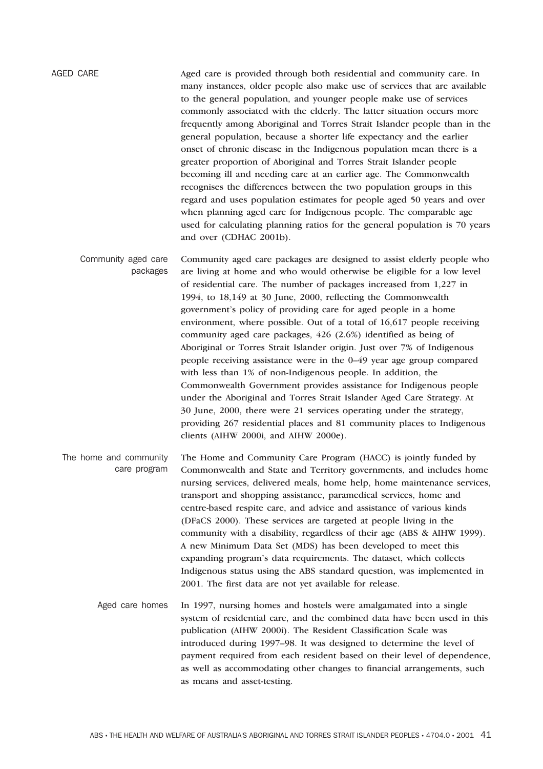## AGED CARE

Aged care is provided through both residential and community care. In many instances, older people also make use of services that are available to the general population, and younger people make use of services commonly associated with the elderly. The latter situation occurs more frequently among Aboriginal and Torres Strait Islander people than in the general population, because a shorter life expectancy and the earlier onset of chronic disease in the Indigenous population mean there is a greater proportion of Aboriginal and Torres Strait Islander people becoming ill and needing care at an earlier age. The Commonwealth recognises the differences between the two population groups in this regard and uses population estimates for people aged 50 years and over when planning aged care for Indigenous people. The comparable age used for calculating planning ratios for the general population is 70 years and over (CDHAC 2001b).

### Community aged care packages

Community aged care packages are designed to assist elderly people who are living at home and who would otherwise be eligible for a low level of residential care. The number of packages increased from 1,227 in 1994, to 18,149 at 30 June, 2000, reflecting the Commonwealth government's policy of providing care for aged people in a home environment, where possible. Out of a total of 16,617 people receiving community aged care packages, 426 (2.6%) identified as being of Aboriginal or Torres Strait Islander origin. Just over 7% of Indigenous people receiving assistance were in the 0–49 year age group compared with less than 1% of non-Indigenous people. In addition, the Commonwealth Government provides assistance for Indigenous people under the Aboriginal and Torres Strait Islander Aged Care Strategy. At 30 June, 2000, there were 21 services operating under the strategy, providing 267 residential places and 81 community places to Indigenous clients (AIHW 2000i, and AIHW 2000e).

### The home and community care program

The Home and Community Care Program (HACC) is jointly funded by Commonwealth and State and Territory governments, and includes home nursing services, delivered meals, home help, home maintenance services, transport and shopping assistance, paramedical services, home and centre-based respite care, and advice and assistance of various kinds (DFaCS 2000). These services are targeted at people living in the community with a disability, regardless of their age (ABS & AIHW 1999). A new Minimum Data Set (MDS) has been developed to meet this expanding program's data requirements. The dataset, which collects Indigenous status using the ABS standard question, was implemented in 2001. The first data are not yet available for release.

### Aged care homes

In 1997, nursing homes and hostels were amalgamated into a single system of residential care, and the combined data have been used in this publication (AIHW 2000i). The Resident Classification Scale was introduced during 1997–98. It was designed to determine the level of payment required from each resident based on their level of dependence, as well as accommodating other changes to financial arrangements, such as means and asset-testing.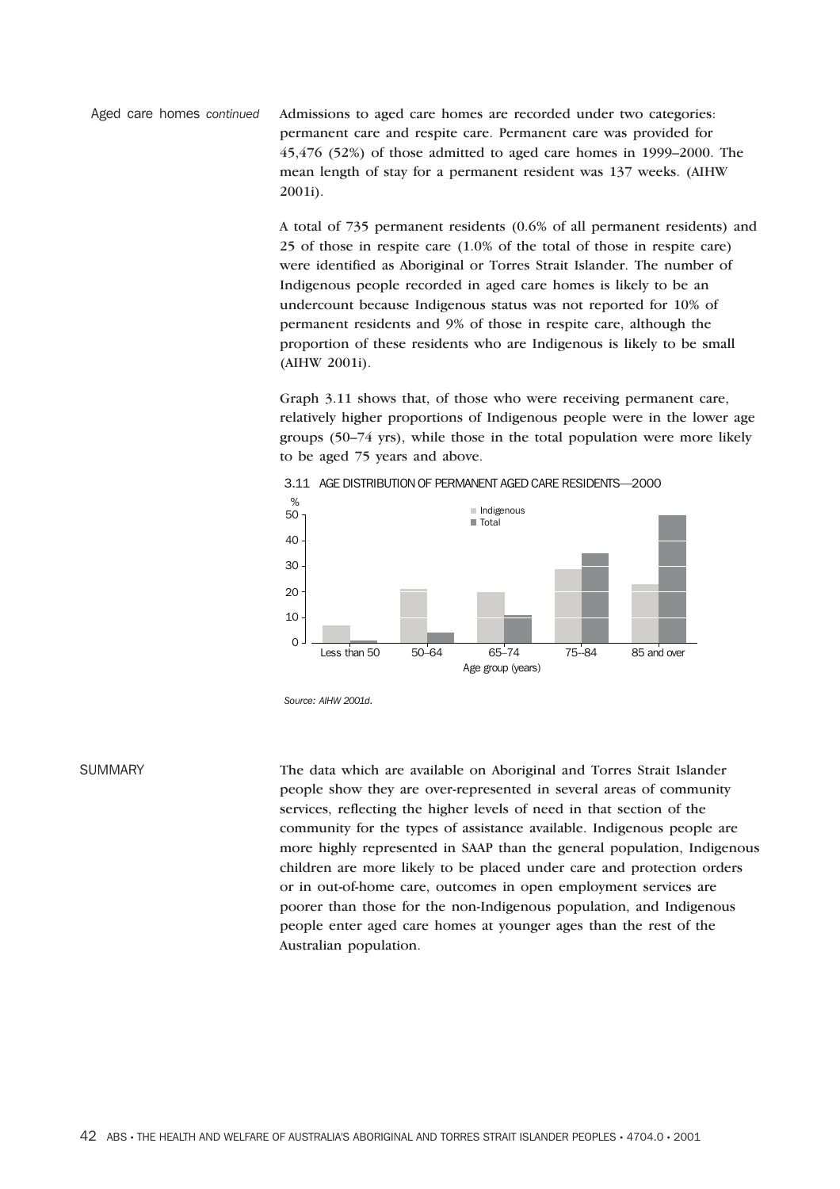Aged care homes *continued*

Admissions to aged care homes are recorded under two categories: permanent care and respite care. Permanent care was provided for 45,476 (52%) of those admitted to aged care homes in 1999–2000. The mean length of stay for a permanent resident was 137 weeks. (AIHW 2001i).

A total of 735 permanent residents (0.6% of all permanent residents) and 25 of those in respite care (1.0% of the total of those in respite care) were identified as Aboriginal or Torres Strait Islander. The number of Indigenous people recorded in aged care homes is likely to be an undercount because Indigenous status was not reported for 10% of permanent residents and 9% of those in respite care, although the proportion of these residents who are Indigenous is likely to be small (AIHW 2001i).

Graph 3.11 shows that, of those who were receiving permanent care, relatively higher proportions of Indigenous people were in the lower age groups (50–74 yrs), while those in the total population were more likely to be aged 75 years and above.

3.11 AGE DISTRIBUTION OF PERMANENT AGED CARE RESIDENTS—2000

*Source: AIHW 2001d.*

## SUMMARY

The data which are available on Aboriginal and Torres Strait Islander people show they are over-represented in several areas of community services, reflecting the higher levels of need in that section of the community for the types of assistance available. Indigenous people are more highly represented in SAAP than the general population, Indigenous children are more likely to be placed under care and protection orders or in out-of-home care, outcomes in open employment services are poorer than those for the non-Indigenous population, and Indigenous people enter aged care homes at younger ages than the rest of the Australian population.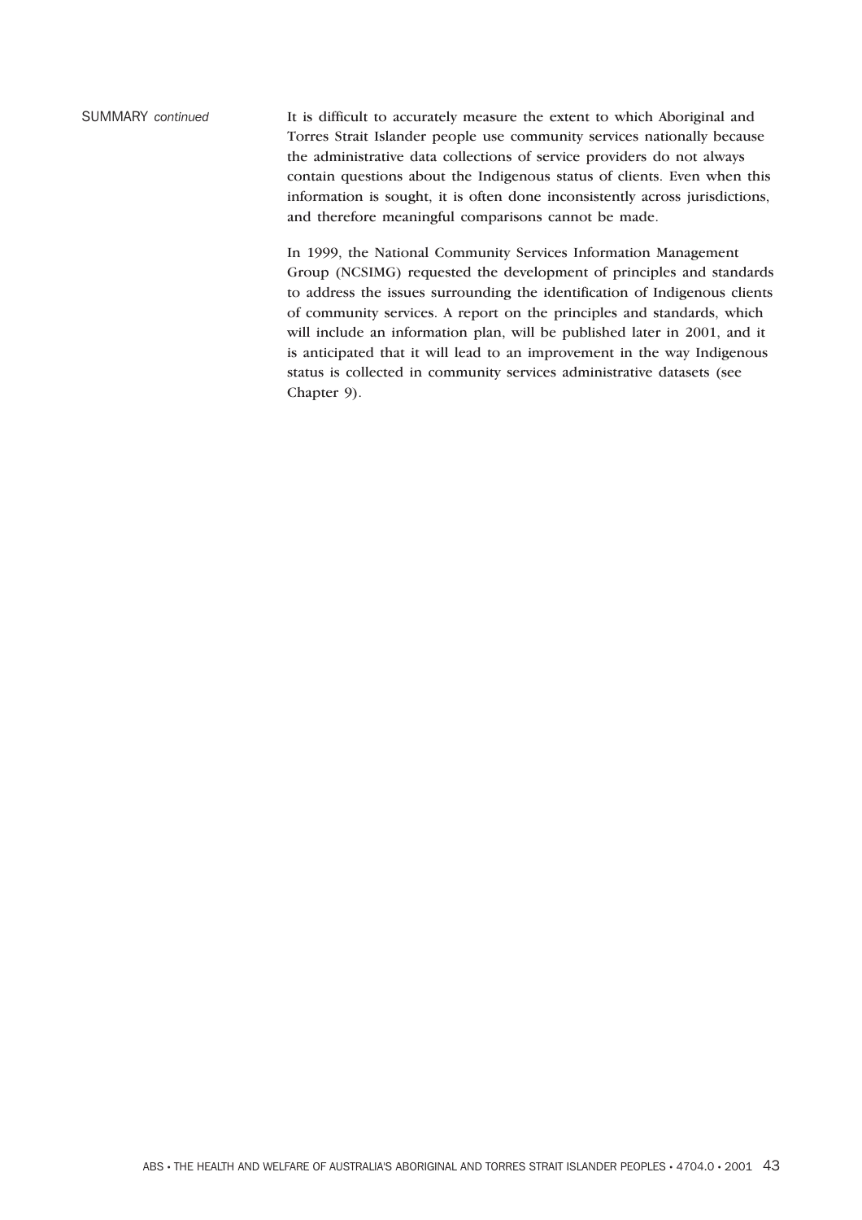SUMMARY *continued*

It is difficult to accurately measure the extent to which Aboriginal and Torres Strait Islander people use community services nationally because the administrative data collections of service providers do not always contain questions about the Indigenous status of clients. Even when this information is sought, it is often done inconsistently across jurisdictions, and therefore meaningful comparisons cannot be made.

In 1999, the National Community Services Information Management Group (NCSIMG) requested the development of principles and standards to address the issues surrounding the identification of Indigenous clients of community services. A report on the principles and standards, which will include an information plan, will be published later in 2001, and it is anticipated that it will lead to an improvement in the way Indigenous status is collected in community services administrative datasets (see Chapter 9).